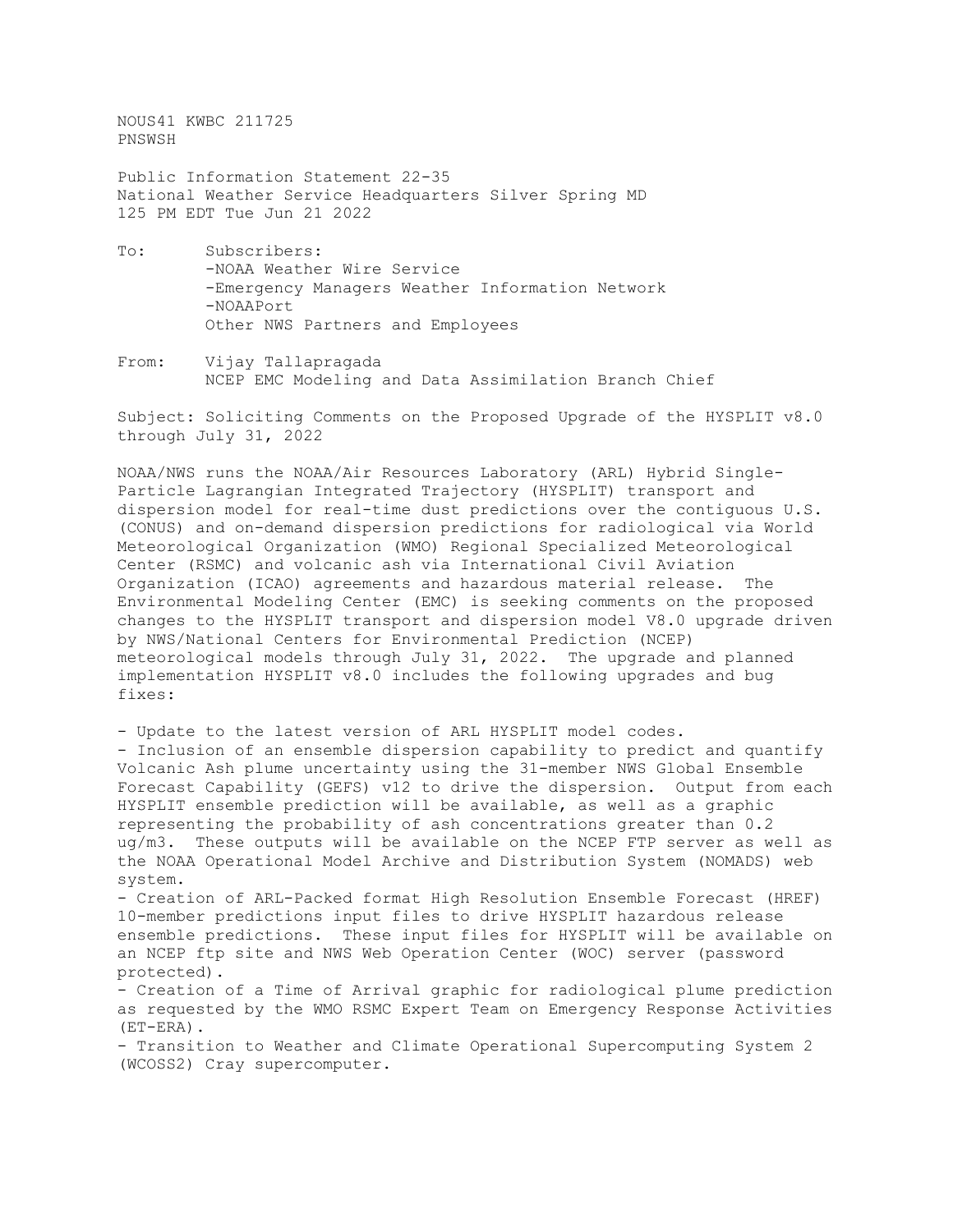NOUS41 KWBC 211725
PNSWSH

Public Information Statement 22-35
National Weather Service Headquarters Silver Spring MD
125 PM EDT Tue Jun 21 2022

To: Subscribers:
-NOAA Weather Wire Service
-Emergency Managers Weather Information Network
-NOAAPort
Other NWS Partners and Employees

From: Vijay Tallapragada
NCEP EMC Modeling and Data Assimilation Branch Chief

Subject: Soliciting Comments on the Proposed Upgrade of the HYSPLIT v8.0 through July 31, 2022

NOAA/NWS runs the NOAA/Air Resources Laboratory (ARL) Hybrid Single-Particle Lagrangian Integrated Trajectory (HYSPLIT) transport and dispersion model for real-time dust predictions over the contiguous U.S. (CONUS) and on-demand dispersion predictions for radiological via World Meteorological Organization (WMO) Regional Specialized Meteorological Center (RSMC) and volcanic ash via International Civil Aviation Organization (ICAO) agreements and hazardous material release. The Environmental Modeling Center (EMC) is seeking comments on the proposed changes to the HYSPLIT transport and dispersion model V8.0 upgrade driven by NWS/National Centers for Environmental Prediction (NCEP) meteorological models through July 31, 2022. The upgrade and planned implementation HYSPLIT v8.0 includes the following upgrades and bug fixes:

- Update to the latest version of ARL HYSPLIT model codes.
- Inclusion of an ensemble dispersion capability to predict and quantify Volcanic Ash plume uncertainty using the 31-member NWS Global Ensemble Forecast Capability (GEFS) v12 to drive the dispersion. Output from each HYSPLIT ensemble prediction will be available, as well as a graphic representing the probability of ash concentrations greater than 0.2 ug/m3. These outputs will be available on the NCEP FTP server as well as the NOAA Operational Model Archive and Distribution System (NOMADS) web system.
- Creation of ARL-Packed format High Resolution Ensemble Forecast (HREF) 10-member predictions input files to drive HYSPLIT hazardous release ensemble predictions. These input files for HYSPLIT will be available on an NCEP ftp site and NWS Web Operation Center (WOC) server (password protected).
- Creation of a Time of Arrival graphic for radiological plume prediction as requested by the WMO RSMC Expert Team on Emergency Response Activities (ET-ERA).
- Transition to Weather and Climate Operational Supercomputing System 2 (WCOSS2) Cray supercomputer.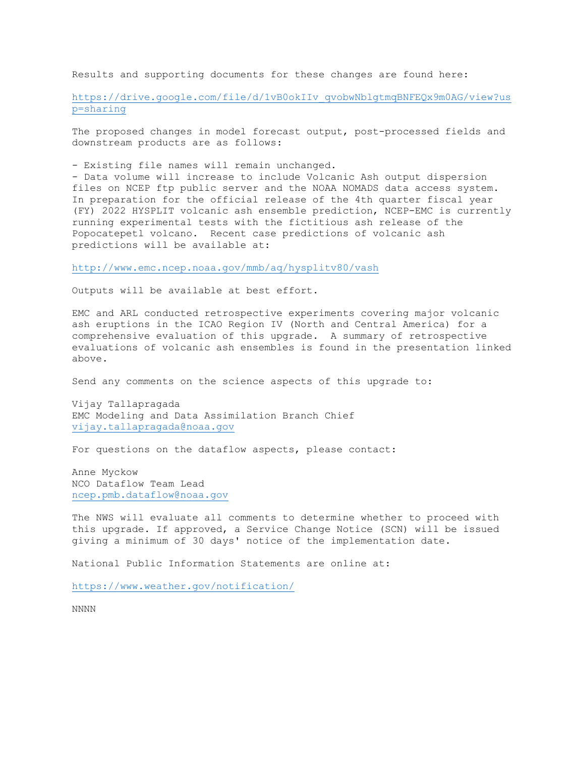Results and supporting documents for these changes are found here:

https://drive.google.com/file/d/1vB0okIIv_qvobwNblgtmqBNFEQx9m0AG/view?usp=sharing

The proposed changes in model forecast output, post-processed fields and downstream products are as follows:

- Existing file names will remain unchanged.
- Data volume will increase to include Volcanic Ash output dispersion files on NCEP ftp public server and the NOAA NOMADS data access system. In preparation for the official release of the 4th quarter fiscal year (FY) 2022 HYSPLIT volcanic ash ensemble prediction, NCEP-EMC is currently running experimental tests with the fictitious ash release of the Popocatepetl volcano. Recent case predictions of volcanic ash predictions will be available at:

http://www.emc.ncep.noaa.gov/mmb/aq/hysplitv80/vash

Outputs will be available at best effort.

EMC and ARL conducted retrospective experiments covering major volcanic ash eruptions in the ICAO Region IV (North and Central America) for a comprehensive evaluation of this upgrade. A summary of retrospective evaluations of volcanic ash ensembles is found in the presentation linked above.

Send any comments on the science aspects of this upgrade to:

Vijay Tallapragada
EMC Modeling and Data Assimilation Branch Chief
vijay.tallapragada@noaa.gov

For questions on the dataflow aspects, please contact:

Anne Myckow
NCO Dataflow Team Lead
ncep.pmb.dataflow@noaa.gov

The NWS will evaluate all comments to determine whether to proceed with this upgrade. If approved, a Service Change Notice (SCN) will be issued giving a minimum of 30 days' notice of the implementation date.

National Public Information Statements are online at:

https://www.weather.gov/notification/

NNNN